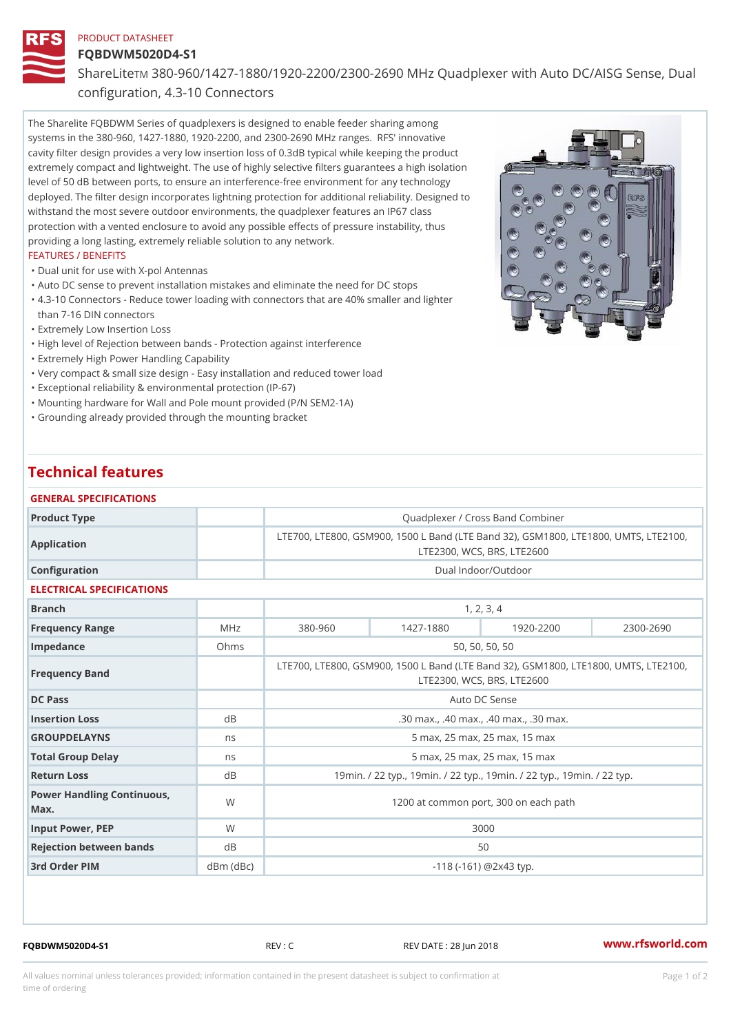PRODUCT DATASHEET

# FQBDWM5020D4-S1

ShareLite™ 380-960/1427-1880/1920-2200/2300-2690 MHz Quadplexer with Auto DC/AISG Sense, Dual configuration, 4.3-10 Connectors

The Sharelite FQBDWM Series of quadplexers is designed to enable feeder sharing among systems in the 380-960, 1427-1880, 1920-2200, and 2300-2690 MHz ranges. RFS' innovative cavity filter design provides a very low insertion loss of 0.3dB typical while keeping the product extremely compact and lightweight. The use of highly selective filters guarantees a high isolation level of 50 dB between ports, to ensure an interference-free environment for any technology deployed. The filter design incorporates lightning protection for additional reliability. Designed to withstand the most severe outdoor environments, the quadplexer features an IP67 class protection with a vented enclosure to avoid any possible effects of pressure instability, thus providing a long lasting, extremely reliable solution to any network.

FEATURES / BENEFITS

- Dual unit for use with X-pol Antennas
- Auto DC sense to prevent installation mistakes and eliminate the need for DC stops
- 4.3-10 Connectors - Reduce tower loading with connectors that are 40% smaller and lighter than 7-16 DIN connectors
- Extremely Low Insertion Loss
- High level of Rejection between bands - Protection against interference
- Extremely High Power Handling Capability
- Very compact & small size design - Easy installation and reduced tower load
- Exceptional reliability & environmental protection (IP-67)
- Mounting hardware for Wall and Pole mount provided (P/N SEM2-1A)
- Grounding already provided through the mounting bracket

## Technical features

### GENERAL SPECIFICATIONS

| | | |
|---|---|---|
| Product Type | | Quadplexer / Cross Band Combiner |
| Application | | LTE700, LTE800, GSM900, 1500 L Band (LTE Band 32), GSM1800, LTE1800, UMTS, LTE2100, LTE2300, WCS, BRS, LTE2600 |
| Configuration | | Dual Indoor/Outdoor |

### ELECTRICAL SPECIFICATIONS

| | | | | | |
|---|---|---|---|---|---|
| Branch | | 1, 2, 3, 4 | | | |
| Frequency Range | MHz | 380-960 | 1427-1880 | 1920-2200 | 2300-2690 |
| Impedance | Ohms | 50, 50, 50, 50 | | | |
| Frequency Band | | LTE700, LTE800, GSM900, 1500 L Band (LTE Band 32), GSM1800, LTE1800, UMTS, LTE2100, LTE2300, WCS, BRS, LTE2600 | | | |
| DC Pass | | Auto DC Sense | | | |
| Insertion Loss | dB | .30 max., .40 max., .40 max., .30 max. | | | |
| GROUPDELAYNS | ns | 5 max, 25 max, 25 max, 15 max | | | |
| Total Group Delay | ns | 5 max, 25 max, 25 max, 15 max | | | |
| Return Loss | dB | 19min. / 22 typ., 19min. / 22 typ., 19min. / 22 typ., 19min. / 22 typ. | | | |
| Power Handling Continuous, Max. | W | 1200 at common port, 300 on each path | | | |
| Input Power, PEP | W | 3000 | | | |
| Rejection between bands | dB | 50 | | | |
| 3rd Order PIM | dBm (dBc) | -118 (-161) @2x43 typ. | | | |

FQBDWM5020D4-S1 REV : C REV DATE : 28 Jun 2018 www.rfsworld.com

All values nominal unless tolerances provided; information contained in the present datasheet is subject to confirmation at time of ordering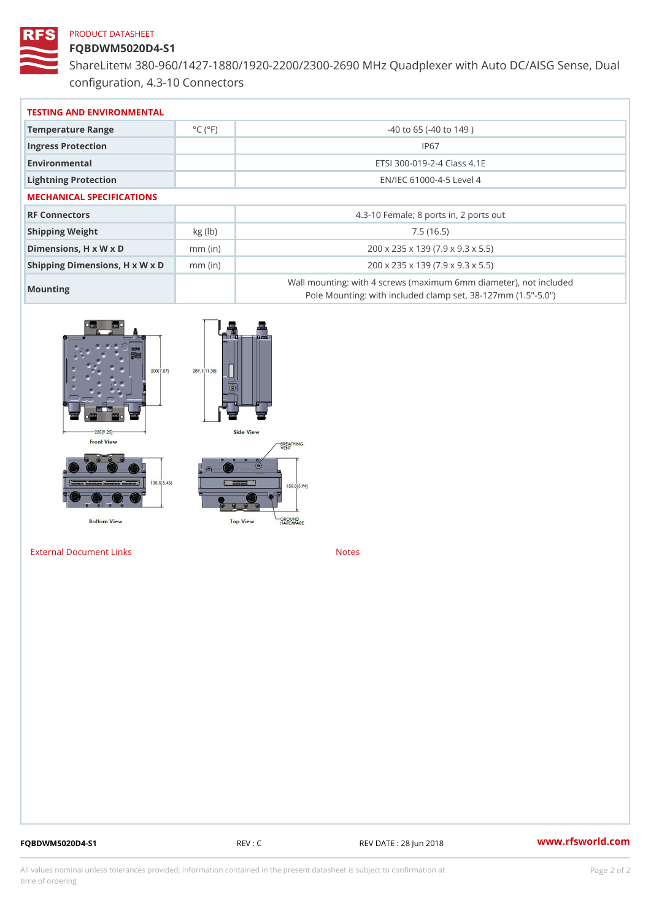PRODUCT DATASHEET

# FQBDWM5020D4-S1

ShareLiteTM 380-960/1427-1880/1920-2200/2300-2690 MHz Quadplexer with Auto DC/AISG Sense, Dual configuration, 4.3-10 Connectors

## TESTING AND ENVIRONMENTAL

| | | |
|---|---|---|
| Temperature Range | °C (°F) | -40 to 65 (-40 to 149 ) |
| Ingress Protection | | IP67 |
| Environmental | | ETSI 300-019-2-4 Class 4.1E |
| Lightning Protection | | EN/IEC 61000-4-5 Level 4 |

## MECHANICAL SPECIFICATIONS

| | | |
|---|---|---|
| RF Connectors | | 4.3-10 Female; 8 ports in, 2 ports out |
| Shipping Weight | kg (lb) | 7.5 (16.5) |
| Dimensions, H x W x D | mm (in) | 200 x 235 x 139 (7.9 x 9.3 x 5.5) |
| Shipping Dimensions, H x W x D | mm (in) | 200 x 235 x 139 (7.9 x 9.3 x 5.5) |
| Mounting | | Wall mounting: with 4 screws (maximum 6mm diameter), not included<br>Pole Mounting: with included clamp set, 38-127mm (1.5"-5.0") |

200[7.87]
235[9.25]
Front View
289.1[11.38]
Side View
138.6[5.45]
Bottom View
BREATHING VENT
150.8[5.94]
Top View
GROUND HARDWARE

External Document Links

Notes

FQBDWM5020D4-S1 REV : C REV DATE : 28 Jun 2018 www.rfsworld.com

All values nominal unless tolerances provided; information contained in the present datasheet is subject to confirmation at time of ordering